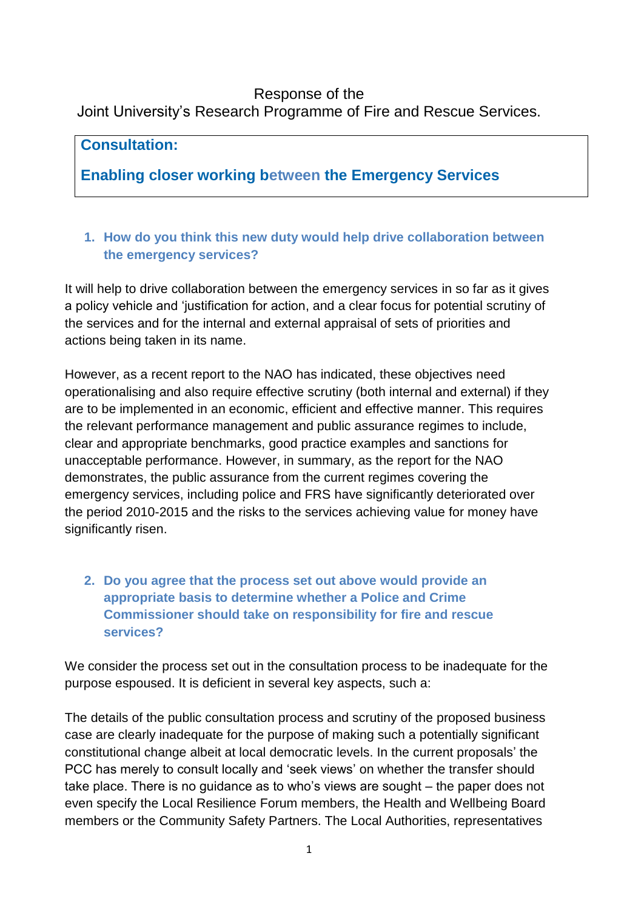Response of the
Joint University's Research Programme of Fire and Rescue Services.

## Consultation:

## Enabling closer working between the Emergency Services

1. **How do you think this new duty would help drive collaboration between the emergency services?**

It will help to drive collaboration between the emergency services in so far as it gives a policy vehicle and 'justification for action, and a clear focus for potential scrutiny of the services and for the internal and external appraisal of sets of priorities and actions being taken in its name.

However, as a recent report to the NAO has indicated, these objectives need operationalising and also require effective scrutiny (both internal and external) if they are to be implemented in an economic, efficient and effective manner. This requires the relevant performance management and public assurance regimes to include, clear and appropriate benchmarks, good practice examples and sanctions for unacceptable performance. However, in summary, as the report for the NAO demonstrates, the public assurance from the current regimes covering the emergency services, including police and FRS have significantly deteriorated over the period 2010-2015 and the risks to the services achieving value for money have significantly risen.

2. **Do you agree that the process set out above would provide an appropriate basis to determine whether a Police and Crime Commissioner should take on responsibility for fire and rescue services?**

We consider the process set out in the consultation process to be inadequate for the purpose espoused. It is deficient in several key aspects, such a:

The details of the public consultation process and scrutiny of the proposed business case are clearly inadequate for the purpose of making such a potentially significant constitutional change albeit at local democratic levels. In the current proposals' the PCC has merely to consult locally and 'seek views' on whether the transfer should take place. There is no guidance as to who's views are sought – the paper does not even specify the Local Resilience Forum members, the Health and Wellbeing Board members or the Community Safety Partners. The Local Authorities, representatives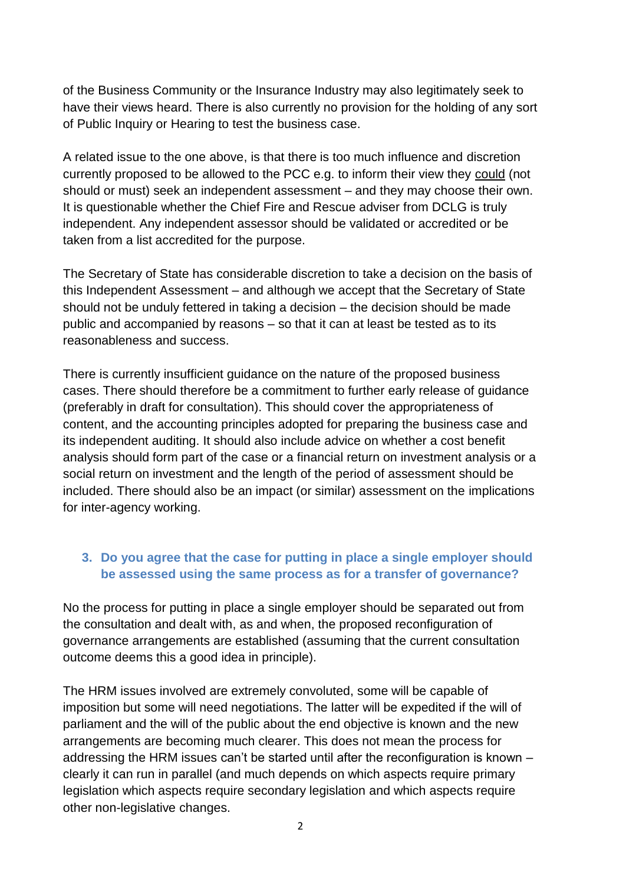of the Business Community or the Insurance Industry may also legitimately seek to have their views heard. There is also currently no provision for the holding of any sort of Public Inquiry or Hearing to test the business case.

A related issue to the one above, is that there is too much influence and discretion currently proposed to be allowed to the PCC e.g. to inform their view they could (not should or must) seek an independent assessment – and they may choose their own. It is questionable whether the Chief Fire and Rescue adviser from DCLG is truly independent. Any independent assessor should be validated or accredited or be taken from a list accredited for the purpose.

The Secretary of State has considerable discretion to take a decision on the basis of this Independent Assessment – and although we accept that the Secretary of State should not be unduly fettered in taking a decision – the decision should be made public and accompanied by reasons – so that it can at least be tested as to its reasonableness and success.

There is currently insufficient guidance on the nature of the proposed business cases. There should therefore be a commitment to further early release of guidance (preferably in draft for consultation). This should cover the appropriateness of content, and the accounting principles adopted for preparing the business case and its independent auditing. It should also include advice on whether a cost benefit analysis should form part of the case or a financial return on investment analysis or a social return on investment and the length of the period of assessment should be included. There should also be an impact (or similar) assessment on the implications for inter-agency working.

### 3. Do you agree that the case for putting in place a single employer should be assessed using the same process as for a transfer of governance?

No the process for putting in place a single employer should be separated out from the consultation and dealt with, as and when, the proposed reconfiguration of governance arrangements are established (assuming that the current consultation outcome deems this a good idea in principle).

The HRM issues involved are extremely convoluted, some will be capable of imposition but some will need negotiations. The latter will be expedited if the will of parliament and the will of the public about the end objective is known and the new arrangements are becoming much clearer. This does not mean the process for addressing the HRM issues can't be started until after the reconfiguration is known – clearly it can run in parallel (and much depends on which aspects require primary legislation which aspects require secondary legislation and which aspects require other non-legislative changes.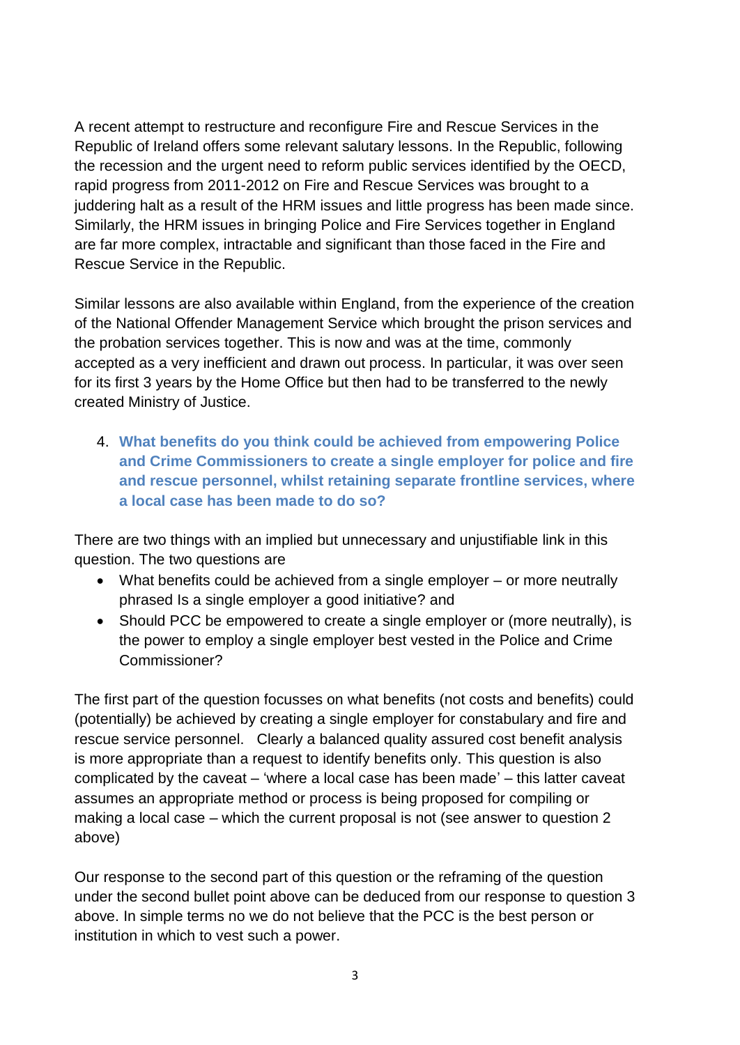A recent attempt to restructure and reconfigure Fire and Rescue Services in the Republic of Ireland offers some relevant salutary lessons. In the Republic, following the recession and the urgent need to reform public services identified by the OECD, rapid progress from 2011-2012 on Fire and Rescue Services was brought to a juddering halt as a result of the HRM issues and little progress has been made since. Similarly, the HRM issues in bringing Police and Fire Services together in England are far more complex, intractable and significant than those faced in the Fire and Rescue Service in the Republic.

Similar lessons are also available within England, from the experience of the creation of the National Offender Management Service which brought the prison services and the probation services together. This is now and was at the time, commonly accepted as a very inefficient and drawn out process. In particular, it was over seen for its first 3 years by the Home Office but then had to be transferred to the newly created Ministry of Justice.

4. **What benefits do you think could be achieved from empowering Police and Crime Commissioners to create a single employer for police and fire and rescue personnel, whilst retaining separate frontline services, where a local case has been made to do so?**

There are two things with an implied but unnecessary and unjustifiable link in this question. The two questions are

- What benefits could be achieved from a single employer – or more neutrally phrased Is a single employer a good initiative? and
- Should PCC be empowered to create a single employer or (more neutrally), is the power to employ a single employer best vested in the Police and Crime Commissioner?

The first part of the question focusses on what benefits (not costs and benefits) could (potentially) be achieved by creating a single employer for constabulary and fire and rescue service personnel. Clearly a balanced quality assured cost benefit analysis is more appropriate than a request to identify benefits only. This question is also complicated by the caveat – 'where a local case has been made' – this latter caveat assumes an appropriate method or process is being proposed for compiling or making a local case – which the current proposal is not (see answer to question 2 above)

Our response to the second part of this question or the reframing of the question under the second bullet point above can be deduced from our response to question 3 above. In simple terms no we do not believe that the PCC is the best person or institution in which to vest such a power.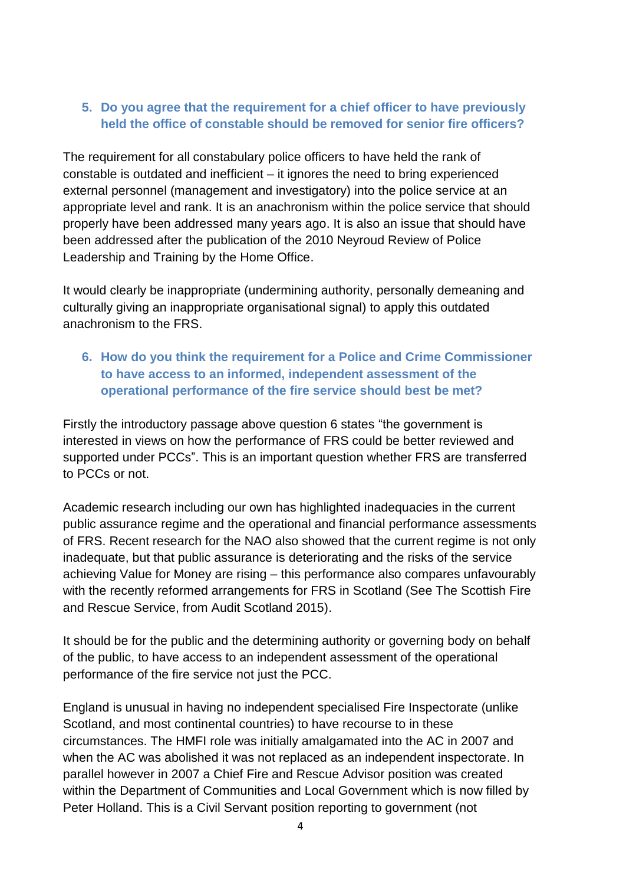5. **Do you agree that the requirement for a chief officer to have previously held the office of constable should be removed for senior fire officers?**

The requirement for all constabulary police officers to have held the rank of constable is outdated and inefficient – it ignores the need to bring experienced external personnel (management and investigatory) into the police service at an appropriate level and rank. It is an anachronism within the police service that should properly have been addressed many years ago. It is also an issue that should have been addressed after the publication of the 2010 Neyroud Review of Police Leadership and Training by the Home Office.

It would clearly be inappropriate (undermining authority, personally demeaning and culturally giving an inappropriate organisational signal) to apply this outdated anachronism to the FRS.

6. **How do you think the requirement for a Police and Crime Commissioner to have access to an informed, independent assessment of the operational performance of the fire service should best be met?**

Firstly the introductory passage above question 6 states "the government is interested in views on how the performance of FRS could be better reviewed and supported under PCCs". This is an important question whether FRS are transferred to PCCs or not.

Academic research including our own has highlighted inadequacies in the current public assurance regime and the operational and financial performance assessments of FRS. Recent research for the NAO also showed that the current regime is not only inadequate, but that public assurance is deteriorating and the risks of the service achieving Value for Money are rising – this performance also compares unfavourably with the recently reformed arrangements for FRS in Scotland (See The Scottish Fire and Rescue Service, from Audit Scotland 2015).

It should be for the public and the determining authority or governing body on behalf of the public, to have access to an independent assessment of the operational performance of the fire service not just the PCC.

England is unusual in having no independent specialised Fire Inspectorate (unlike Scotland, and most continental countries) to have recourse to in these circumstances. The HMFI role was initially amalgamated into the AC in 2007 and when the AC was abolished it was not replaced as an independent inspectorate. In parallel however in 2007 a Chief Fire and Rescue Advisor position was created within the Department of Communities and Local Government which is now filled by Peter Holland. This is a Civil Servant position reporting to government (not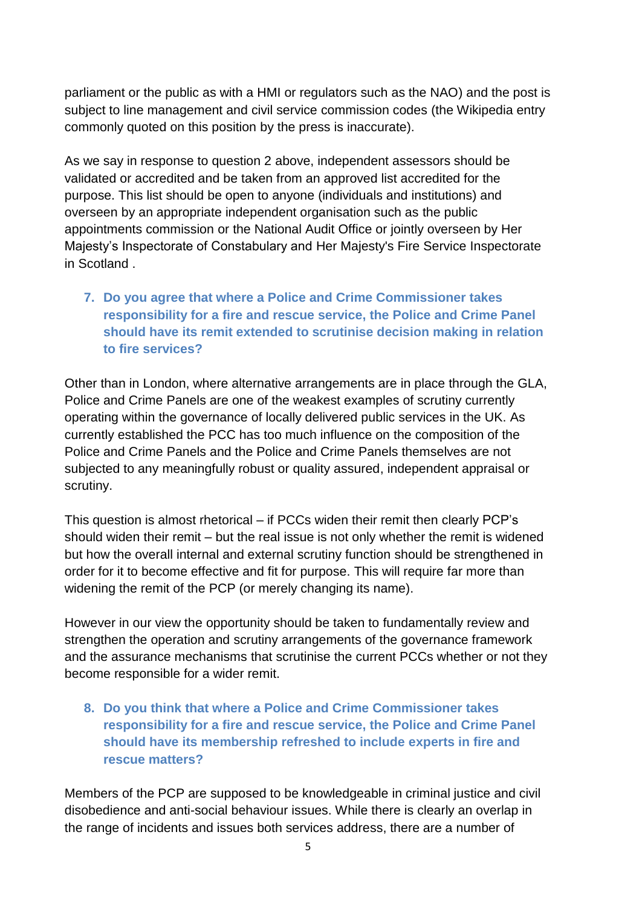parliament or the public as with a HMI or regulators such as the NAO) and the post is subject to line management and civil service commission codes (the Wikipedia entry commonly quoted on this position by the press is inaccurate).

As we say in response to question 2 above, independent assessors should be validated or accredited and be taken from an approved list accredited for the purpose. This list should be open to anyone (individuals and institutions) and overseen by an appropriate independent organisation such as the public appointments commission or the National Audit Office or jointly overseen by Her Majesty's Inspectorate of Constabulary and Her Majesty's Fire Service Inspectorate in Scotland .

**7. Do you agree that where a Police and Crime Commissioner takes responsibility for a fire and rescue service, the Police and Crime Panel should have its remit extended to scrutinise decision making in relation to fire services?**

Other than in London, where alternative arrangements are in place through the GLA, Police and Crime Panels are one of the weakest examples of scrutiny currently operating within the governance of locally delivered public services in the UK. As currently established the PCC has too much influence on the composition of the Police and Crime Panels and the Police and Crime Panels themselves are not subjected to any meaningfully robust or quality assured, independent appraisal or scrutiny.

This question is almost rhetorical – if PCCs widen their remit then clearly PCP's should widen their remit – but the real issue is not only whether the remit is widened but how the overall internal and external scrutiny function should be strengthened in order for it to become effective and fit for purpose. This will require far more than widening the remit of the PCP (or merely changing its name).

However in our view the opportunity should be taken to fundamentally review and strengthen the operation and scrutiny arrangements of the governance framework and the assurance mechanisms that scrutinise the current PCCs whether or not they become responsible for a wider remit.

**8. Do you think that where a Police and Crime Commissioner takes responsibility for a fire and rescue service, the Police and Crime Panel should have its membership refreshed to include experts in fire and rescue matters?**

Members of the PCP are supposed to be knowledgeable in criminal justice and civil disobedience and anti-social behaviour issues. While there is clearly an overlap in the range of incidents and issues both services address, there are a number of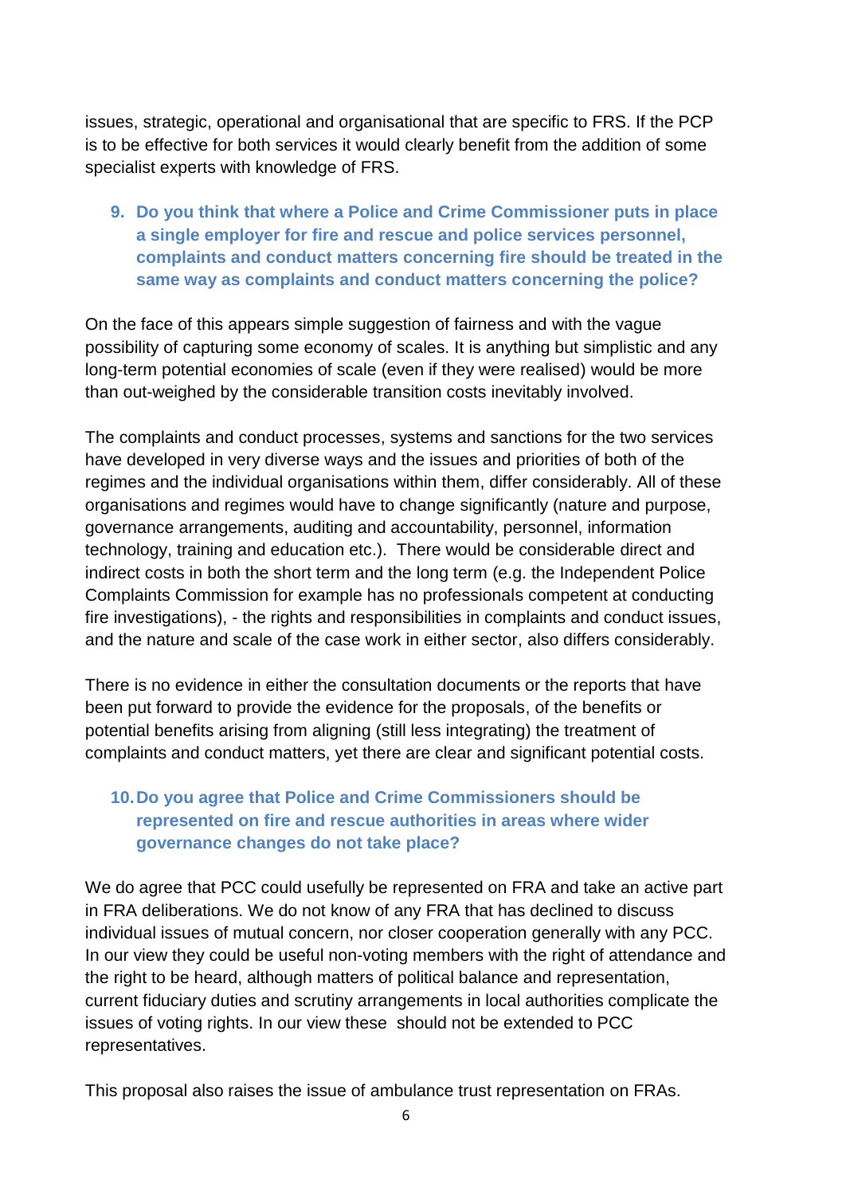issues, strategic, operational and organisational that are specific to FRS. If the PCP is to be effective for both services it would clearly benefit from the addition of some specialist experts with knowledge of FRS.

9. **Do you think that where a Police and Crime Commissioner puts in place a single employer for fire and rescue and police services personnel, complaints and conduct matters concerning fire should be treated in the same way as complaints and conduct matters concerning the police?**

On the face of this appears simple suggestion of fairness and with the vague possibility of capturing some economy of scales. It is anything but simplistic and any long-term potential economies of scale (even if they were realised) would be more than out-weighed by the considerable transition costs inevitably involved.

The complaints and conduct processes, systems and sanctions for the two services have developed in very diverse ways and the issues and priorities of both of the regimes and the individual organisations within them, differ considerably. All of these organisations and regimes would have to change significantly (nature and purpose, governance arrangements, auditing and accountability, personnel, information technology, training and education etc.). There would be considerable direct and indirect costs in both the short term and the long term (e.g. the Independent Police Complaints Commission for example has no professionals competent at conducting fire investigations), - the rights and responsibilities in complaints and conduct issues, and the nature and scale of the case work in either sector, also differs considerably.

There is no evidence in either the consultation documents or the reports that have been put forward to provide the evidence for the proposals, of the benefits or potential benefits arising from aligning (still less integrating) the treatment of complaints and conduct matters, yet there are clear and significant potential costs.

10. **Do you agree that Police and Crime Commissioners should be represented on fire and rescue authorities in areas where wider governance changes do not take place?**

We do agree that PCC could usefully be represented on FRA and take an active part in FRA deliberations. We do not know of any FRA that has declined to discuss individual issues of mutual concern, nor closer cooperation generally with any PCC. In our view they could be useful non-voting members with the right of attendance and the right to be heard, although matters of political balance and representation, current fiduciary duties and scrutiny arrangements in local authorities complicate the issues of voting rights. In our view these should not be extended to PCC representatives.

This proposal also raises the issue of ambulance trust representation on FRAs.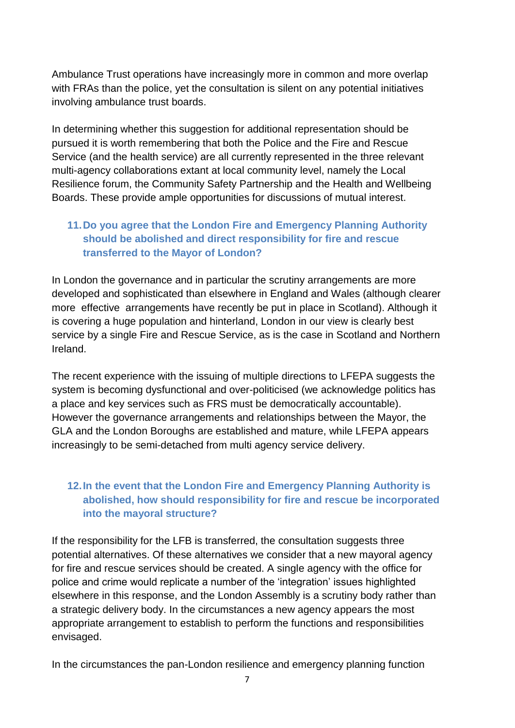Ambulance Trust operations have increasingly more in common and more overlap with FRAs than the police, yet the consultation is silent on any potential initiatives involving ambulance trust boards.

In determining whether this suggestion for additional representation should be pursued it is worth remembering that both the Police and the Fire and Rescue Service (and the health service) are all currently represented in the three relevant multi-agency collaborations extant at local community level, namely the Local Resilience forum, the Community Safety Partnership and the Health and Wellbeing Boards. These provide ample opportunities for discussions of mutual interest.

### 11. Do you agree that the London Fire and Emergency Planning Authority should be abolished and direct responsibility for fire and rescue transferred to the Mayor of London?

In London the governance and in particular the scrutiny arrangements are more developed and sophisticated than elsewhere in England and Wales (although clearer more effective arrangements have recently be put in place in Scotland). Although it is covering a huge population and hinterland, London in our view is clearly best service by a single Fire and Rescue Service, as is the case in Scotland and Northern Ireland.

The recent experience with the issuing of multiple directions to LFEPA suggests the system is becoming dysfunctional and over-politicised (we acknowledge politics has a place and key services such as FRS must be democratically accountable). However the governance arrangements and relationships between the Mayor, the GLA and the London Boroughs are established and mature, while LFEPA appears increasingly to be semi-detached from multi agency service delivery.

### 12. In the event that the London Fire and Emergency Planning Authority is abolished, how should responsibility for fire and rescue be incorporated into the mayoral structure?

If the responsibility for the LFB is transferred, the consultation suggests three potential alternatives. Of these alternatives we consider that a new mayoral agency for fire and rescue services should be created. A single agency with the office for police and crime would replicate a number of the 'integration' issues highlighted elsewhere in this response, and the London Assembly is a scrutiny body rather than a strategic delivery body. In the circumstances a new agency appears the most appropriate arrangement to establish to perform the functions and responsibilities envisaged.

In the circumstances the pan-London resilience and emergency planning function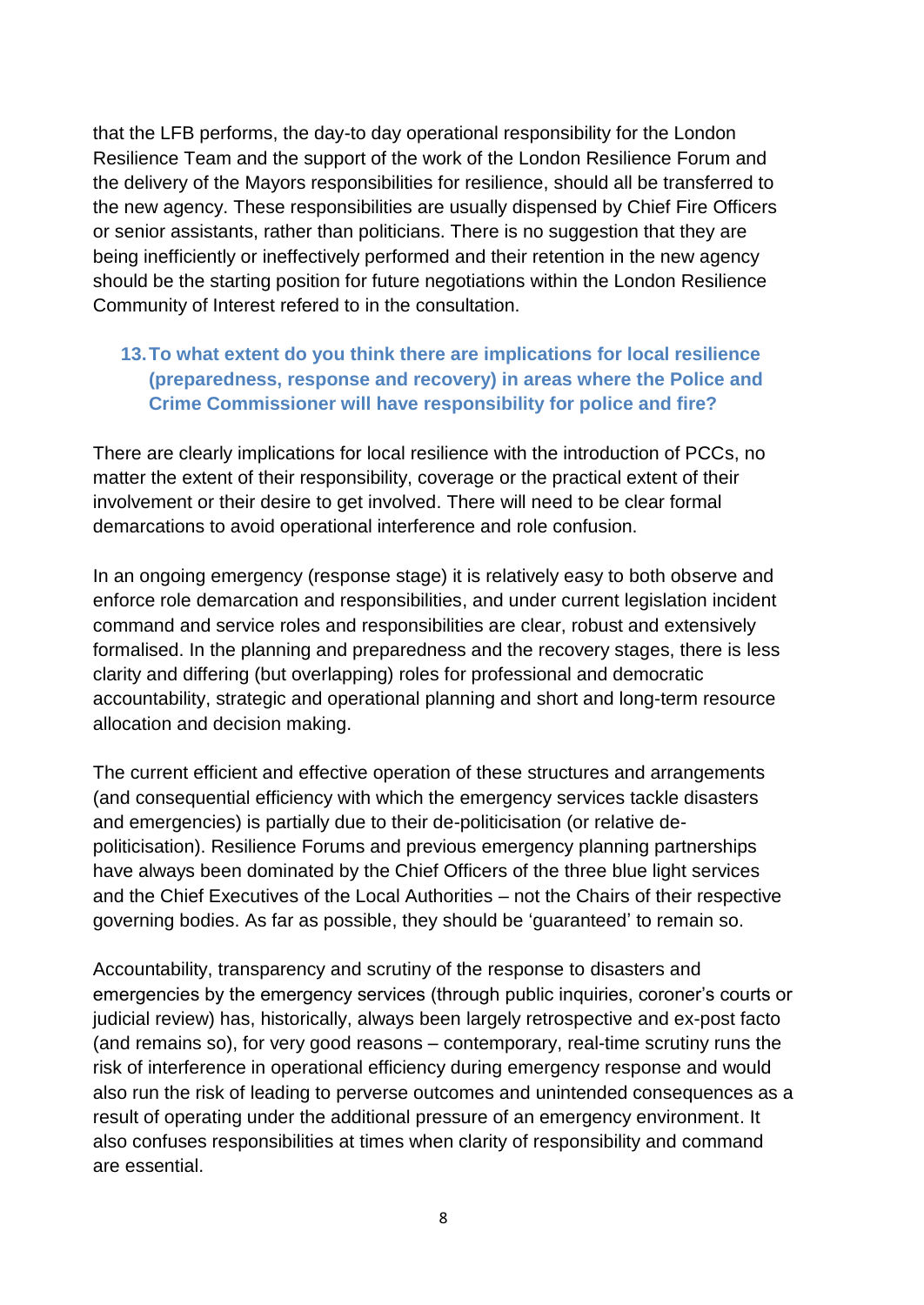that the LFB performs, the day-to day operational responsibility for the London Resilience Team and the support of the work of the London Resilience Forum and the delivery of the Mayors responsibilities for resilience, should all be transferred to the new agency. These responsibilities are usually dispensed by Chief Fire Officers or senior assistants, rather than politicians. There is no suggestion that they are being inefficiently or ineffectively performed and their retention in the new agency should be the starting position for future negotiations within the London Resilience Community of Interest refered to in the consultation.

### 13. To what extent do you think there are implications for local resilience (preparedness, response and recovery) in areas where the Police and Crime Commissioner will have responsibility for police and fire?

There are clearly implications for local resilience with the introduction of PCCs, no matter the extent of their responsibility, coverage or the practical extent of their involvement or their desire to get involved. There will need to be clear formal demarcations to avoid operational interference and role confusion.

In an ongoing emergency (response stage) it is relatively easy to both observe and enforce role demarcation and responsibilities, and under current legislation incident command and service roles and responsibilities are clear, robust and extensively formalised. In the planning and preparedness and the recovery stages, there is less clarity and differing (but overlapping) roles for professional and democratic accountability, strategic and operational planning and short and long-term resource allocation and decision making.

The current efficient and effective operation of these structures and arrangements (and consequential efficiency with which the emergency services tackle disasters and emergencies) is partially due to their de-politicisation (or relative de-politicisation). Resilience Forums and previous emergency planning partnerships have always been dominated by the Chief Officers of the three blue light services and the Chief Executives of the Local Authorities – not the Chairs of their respective governing bodies. As far as possible, they should be 'guaranteed' to remain so.

Accountability, transparency and scrutiny of the response to disasters and emergencies by the emergency services (through public inquiries, coroner's courts or judicial review) has, historically, always been largely retrospective and ex-post facto (and remains so), for very good reasons – contemporary, real-time scrutiny runs the risk of interference in operational efficiency during emergency response and would also run the risk of leading to perverse outcomes and unintended consequences as a result of operating under the additional pressure of an emergency environment. It also confuses responsibilities at times when clarity of responsibility and command are essential.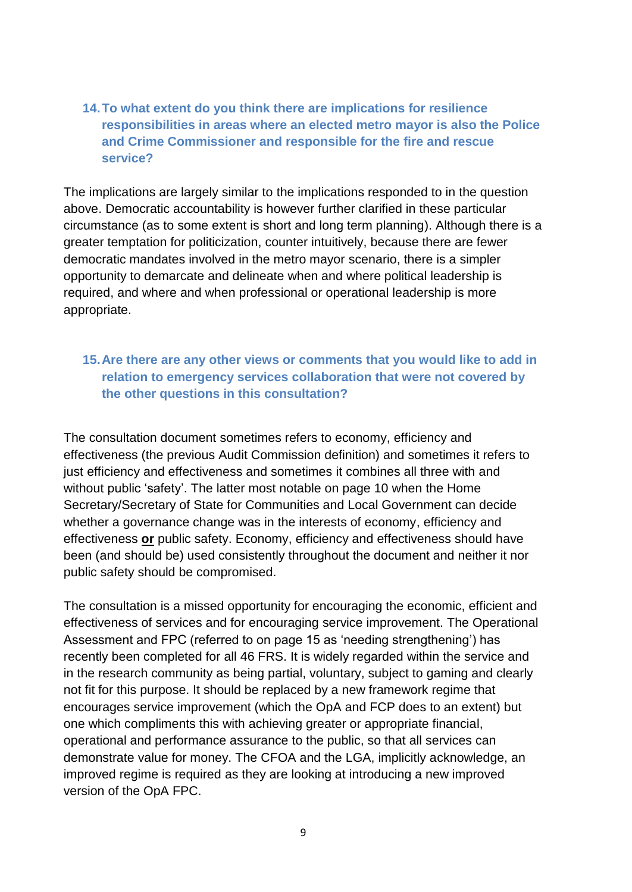### 14. To what extent do you think there are implications for resilience responsibilities in areas where an elected metro mayor is also the Police and Crime Commissioner and responsible for the fire and rescue service?

The implications are largely similar to the implications responded to in the question above. Democratic accountability is however further clarified in these particular circumstance (as to some extent is short and long term planning). Although there is a greater temptation for politicization, counter intuitively, because there are fewer democratic mandates involved in the metro mayor scenario, there is a simpler opportunity to demarcate and delineate when and where political leadership is required, and where and when professional or operational leadership is more appropriate.

### 15. Are there are any other views or comments that you would like to add in relation to emergency services collaboration that were not covered by the other questions in this consultation?

The consultation document sometimes refers to economy, efficiency and effectiveness (the previous Audit Commission definition) and sometimes it refers to just efficiency and effectiveness and sometimes it combines all three with and without public 'safety'. The latter most notable on page 10 when the Home Secretary/Secretary of State for Communities and Local Government can decide whether a governance change was in the interests of economy, efficiency and effectiveness **or** public safety. Economy, efficiency and effectiveness should have been (and should be) used consistently throughout the document and neither it nor public safety should be compromised.

The consultation is a missed opportunity for encouraging the economic, efficient and effectiveness of services and for encouraging service improvement. The Operational Assessment and FPC (referred to on page 15 as 'needing strengthening') has recently been completed for all 46 FRS. It is widely regarded within the service and in the research community as being partial, voluntary, subject to gaming and clearly not fit for this purpose. It should be replaced by a new framework regime that encourages service improvement (which the OpA and FCP does to an extent) but one which compliments this with achieving greater or appropriate financial, operational and performance assurance to the public, so that all services can demonstrate value for money. The CFOA and the LGA, implicitly acknowledge, an improved regime is required as they are looking at introducing a new improved version of the OpA FPC.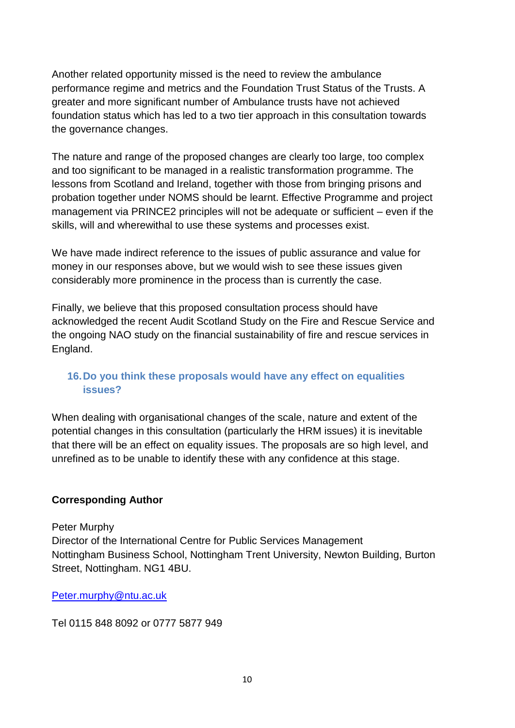Another related opportunity missed is the need to review the ambulance performance regime and metrics and the Foundation Trust Status of the Trusts. A greater and more significant number of Ambulance trusts have not achieved foundation status which has led to a two tier approach in this consultation towards the governance changes.

The nature and range of the proposed changes are clearly too large, too complex and too significant to be managed in a realistic transformation programme. The lessons from Scotland and Ireland, together with those from bringing prisons and probation together under NOMS should be learnt. Effective Programme and project management via PRINCE2 principles will not be adequate or sufficient – even if the skills, will and wherewithal to use these systems and processes exist.

We have made indirect reference to the issues of public assurance and value for money in our responses above, but we would wish to see these issues given considerably more prominence in the process than is currently the case.

Finally, we believe that this proposed consultation process should have acknowledged the recent Audit Scotland Study on the Fire and Rescue Service and the ongoing NAO study on the financial sustainability of fire and rescue services in England.

### 16. Do you think these proposals would have any effect on equalities issues?

When dealing with organisational changes of the scale, nature and extent of the potential changes in this consultation (particularly the HRM issues) it is inevitable that there will be an effect on equality issues. The proposals are so high level, and unrefined as to be unable to identify these with any confidence at this stage.

**Corresponding Author**

Peter Murphy
Director of the International Centre for Public Services Management
Nottingham Business School, Nottingham Trent University, Newton Building, Burton Street, Nottingham. NG1 4BU.

Peter.murphy@ntu.ac.uk

Tel 0115 848 8092 or 0777 5877 949